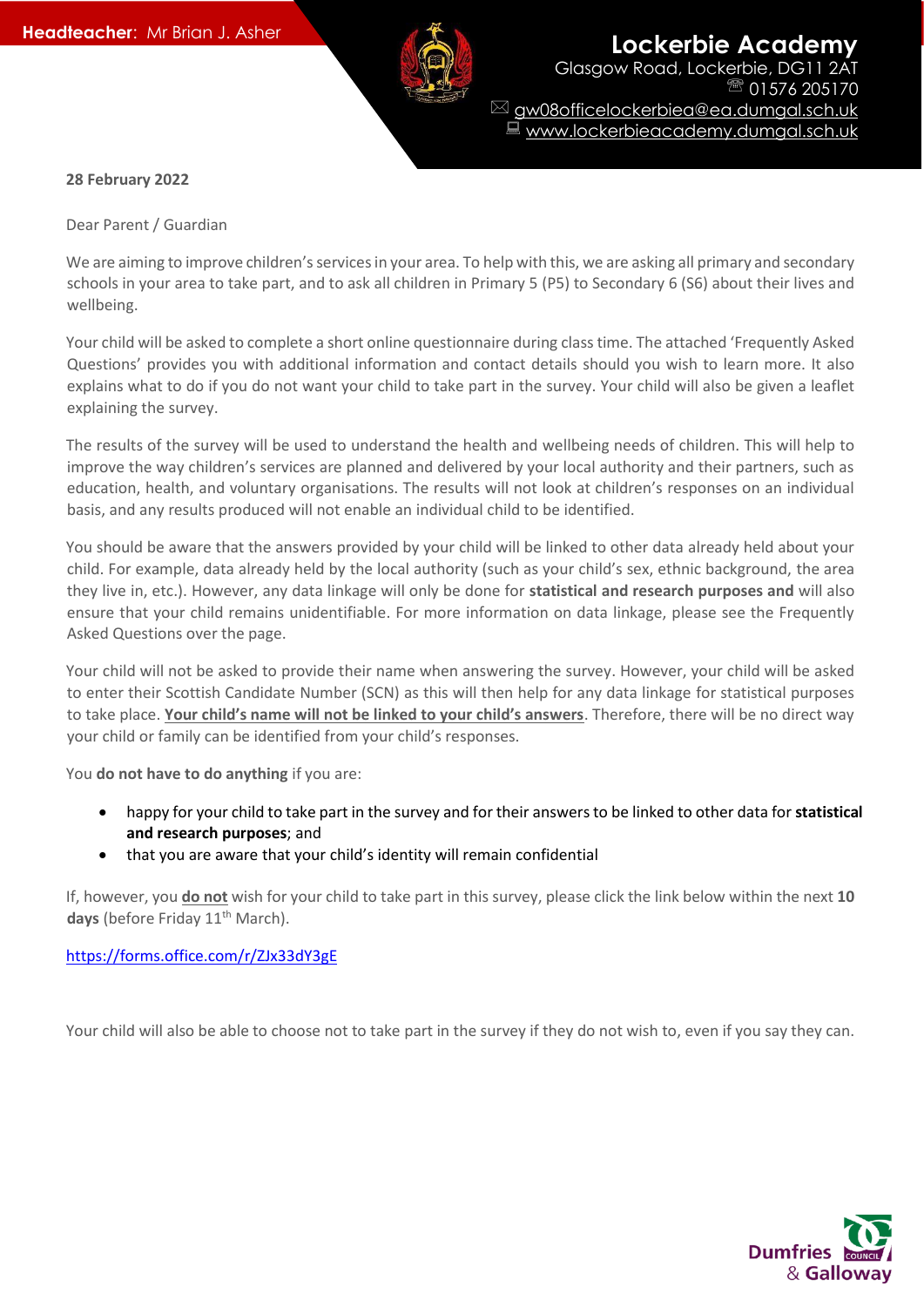**Headteacher:** Mr Brian J. Asher

**Lockerbie Academy**
Glasgow Road, Lockerbie, DG11 2AT
01576 205170
gw08officelockerbiea@ea.dumgal.sch.uk
www.lockerbieacademy.dumgal.sch.uk

**28 February 2022**

Dear Parent / Guardian

We are aiming to improve children's services in your area. To help with this, we are asking all primary and secondary schools in your area to take part, and to ask all children in Primary 5 (P5) to Secondary 6 (S6) about their lives and wellbeing.

Your child will be asked to complete a short online questionnaire during class time. The attached 'Frequently Asked Questions' provides you with additional information and contact details should you wish to learn more. It also explains what to do if you do not want your child to take part in the survey. Your child will also be given a leaflet explaining the survey.

The results of the survey will be used to understand the health and wellbeing needs of children. This will help to improve the way children's services are planned and delivered by your local authority and their partners, such as education, health, and voluntary organisations. The results will not look at children's responses on an individual basis, and any results produced will not enable an individual child to be identified.

You should be aware that the answers provided by your child will be linked to other data already held about your child. For example, data already held by the local authority (such as your child's sex, ethnic background, the area they live in, etc.). However, any data linkage will only be done for **statistical and research purposes and** will also ensure that your child remains unidentifiable. For more information on data linkage, please see the Frequently Asked Questions over the page.

Your child will not be asked to provide their name when answering the survey. However, your child will be asked to enter their Scottish Candidate Number (SCN) as this will then help for any data linkage for statistical purposes to take place. **Your child's name will not be linked to your child's answers**. Therefore, there will be no direct way your child or family can be identified from your child's responses.

You **do not have to do anything** if you are:

- happy for your child to take part in the survey and for their answers to be linked to other data for **statistical and research purposes**; and
- that you are aware that your child's identity will remain confidential

If, however, you **do not** wish for your child to take part in this survey, please click the link below within the next **10 days** (before Friday 11th March).

https://forms.office.com/r/ZJx33dY3gE

Your child will also be able to choose not to take part in the survey if they do not wish to, even if you say they can.

Dumfries & Galloway Council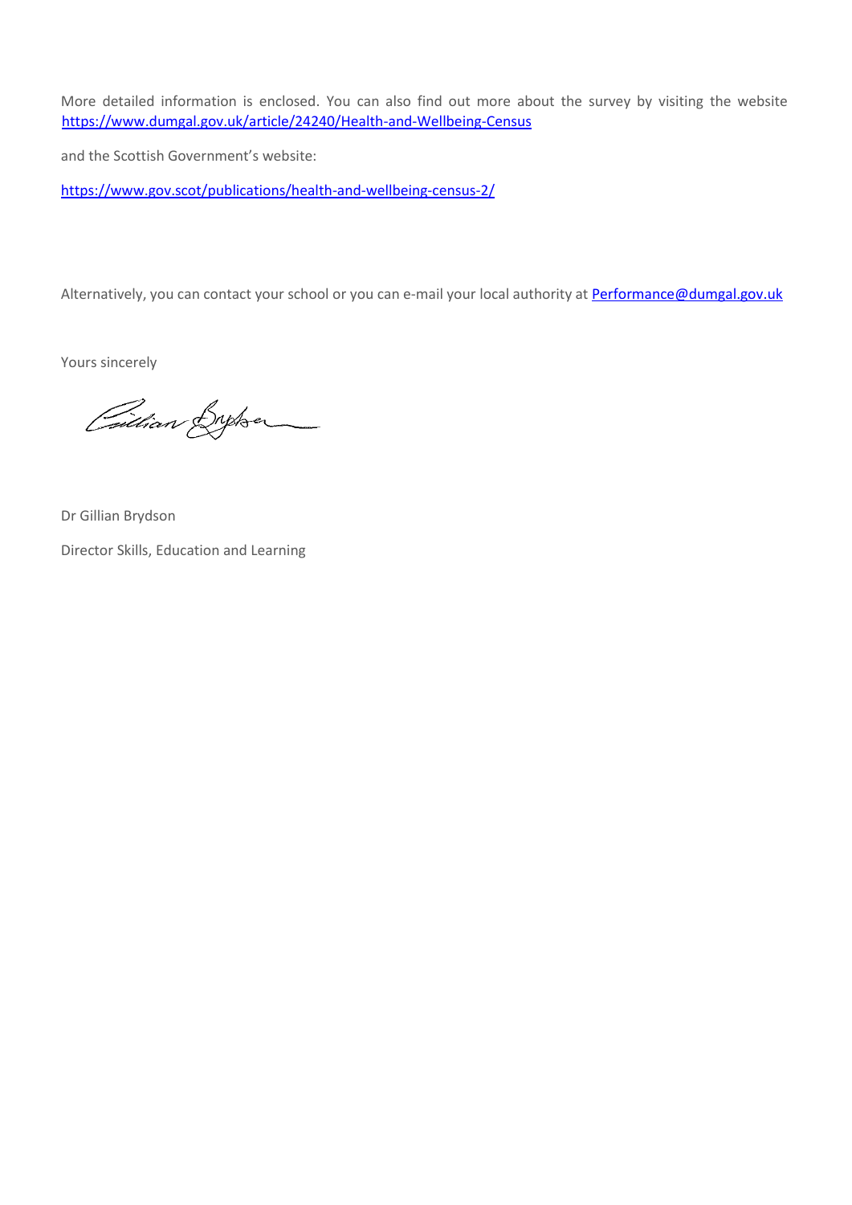More detailed information is enclosed. You can also find out more about the survey by visiting the website https://www.dumgal.gov.uk/article/24240/Health-and-Wellbeing-Census

and the Scottish Government's website:

https://www.gov.scot/publications/health-and-wellbeing-census-2/

Alternatively, you can contact your school or you can e-mail your local authority at Performance@dumgal.gov.uk

Yours sincerely

Dr Gillian Brydson

Director Skills, Education and Learning